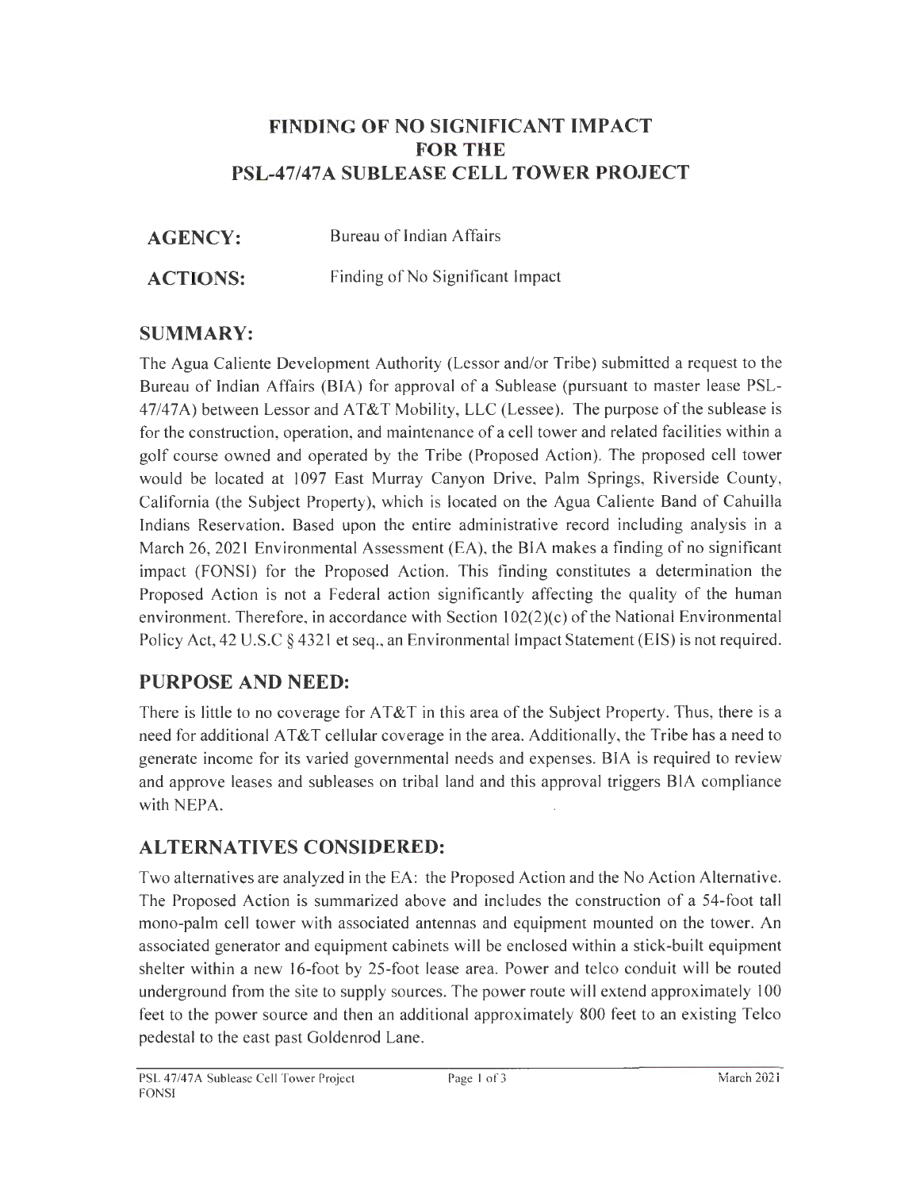# FINDING OF NO SIGNIFICANT IMPACT FOR THE PSL-47/47A SUBLEASE CELL TOWER PROJECT

**AGENCY:** Bureau of Indian Affairs

**ACTIONS:** Finding of No Significant Impact

## SUMMARY:

The Agua Caliente Development Authority (Lessor and/or Tribe) submitted a request to the Bureau of Indian Affairs (BIA) for approval of a Sublease (pursuant to master lease PSL-47/47A) between Lessor and AT&T Mobility, LLC (Lessee). The purpose of the sublease is for the construction, operation, and maintenance of a cell tower and related facilities within a golf course owned and operated by the Tribe (Proposed Action). The proposed cell tower would be located at 1097 East Murray Canyon Drive, Palm Springs, Riverside County, California (the Subject Property), which is located on the Agua Caliente Band of Cahuilla Indians Reservation. Based upon the entire administrative record including analysis in a March 26, 2021 Environmental Assessment (EA), the BIA makes a finding of no significant impact (FONSI) for the Proposed Action. This finding constitutes a determination the Proposed Action is not a Federal action significantly affecting the quality of the human environment. Therefore, in accordance with Section 102(2)(c) of the National Environmental Policy Act, 42 U.S.C § 4321 et seq., an Environmental Impact Statement (EIS) is not required.

## PURPOSE AND NEED:

There is little to no coverage for AT&T in this area of the Subject Property. Thus, there is a need for additional AT&T cellular coverage in the area. Additionally, the Tribe has a need to generate income for its varied governmental needs and expenses. BIA is required to review and approve leases and subleases on tribal land and this approval triggers BIA compliance with NEPA.

## ALTERNATIVES CONSIDERED:

Two alternatives are analyzed in the EA: the Proposed Action and the No Action Alternative. The Proposed Action is summarized above and includes the construction of a 54-foot tall mono-palm cell tower with associated antennas and equipment mounted on the tower. An associated generator and equipment cabinets will be enclosed within a stick-built equipment shelter within a new 16-foot by 25-foot lease area. Power and telco conduit will be routed underground from the site to supply sources. The power route will extend approximately 100 feet to the power source and then an additional approximately 800 feet to an existing Telco pedestal to the east past Goldenrod Lane.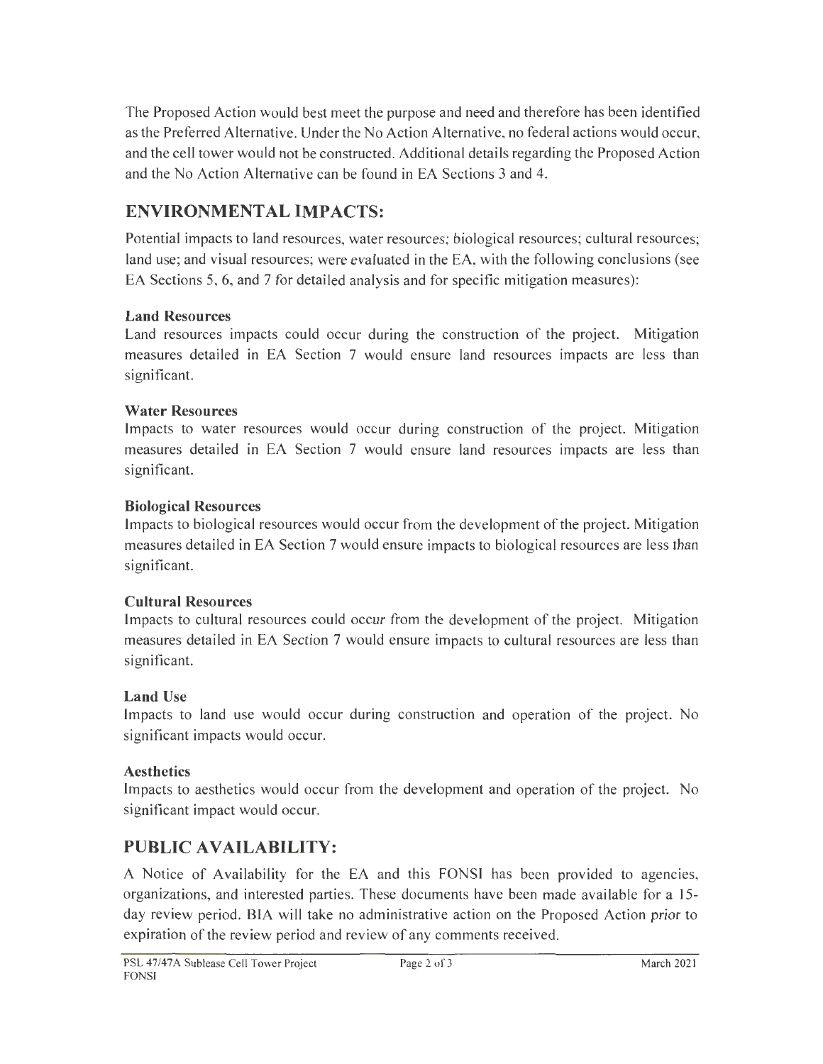The Proposed Action would best meet the purpose and need and therefore has been identified as the Preferred Alternative. Under the No Action Alternative, no federal actions would occur, and the cell tower would not be constructed. Additional details regarding the Proposed Action and the No Action Alternative can be found in EA Sections 3 and 4.

## ENVIRONMENTAL IMPACTS:

Potential impacts to land resources, water resources; biological resources; cultural resources; land use; and visual resources; were evaluated in the EA, with the following conclusions (see EA Sections 5, 6, and 7 for detailed analysis and for specific mitigation measures):

**Land Resources**
Land resources impacts could occur during the construction of the project. Mitigation measures detailed in EA Section 7 would ensure land resources impacts are less than significant.

**Water Resources**
Impacts to water resources would occur during construction of the project. Mitigation measures detailed in EA Section 7 would ensure land resources impacts are less than significant.

**Biological Resources**
Impacts to biological resources would occur from the development of the project. Mitigation measures detailed in EA Section 7 would ensure impacts to biological resources are less than significant.

**Cultural Resources**
Impacts to cultural resources could occur from the development of the project. Mitigation measures detailed in EA Section 7 would ensure impacts to cultural resources are less than significant.

**Land Use**
Impacts to land use would occur during construction and operation of the project. No significant impacts would occur.

**Aesthetics**
Impacts to aesthetics would occur from the development and operation of the project. No significant impact would occur.

## PUBLIC AVAILABILITY:

A Notice of Availability for the EA and this FONSI has been provided to agencies, organizations, and interested parties. These documents have been made available for a 15-day review period. BIA will take no administrative action on the Proposed Action prior to expiration of the review period and review of any comments received.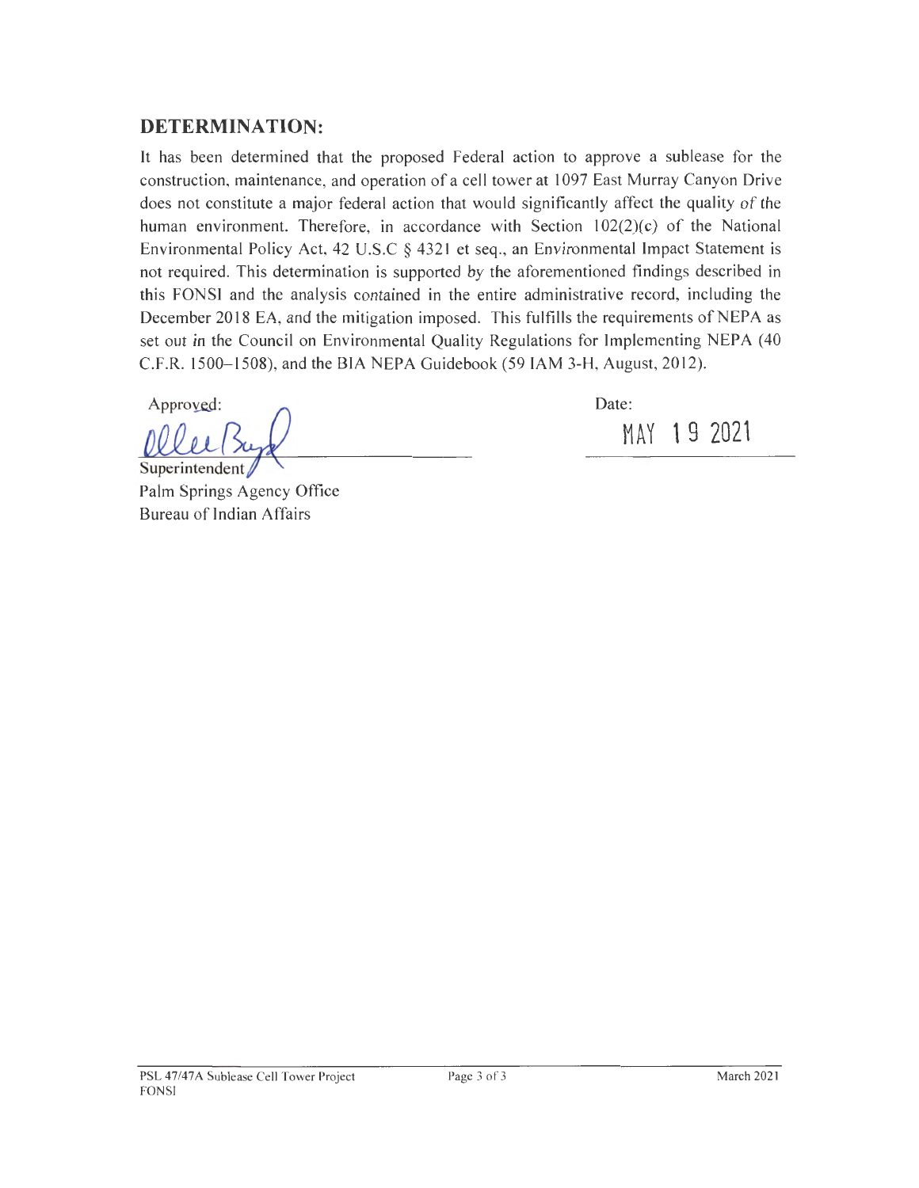## DETERMINATION:

It has been determined that the proposed Federal action to approve a sublease for the construction, maintenance, and operation of a cell tower at 1097 East Murray Canyon Drive does not constitute a major federal action that would significantly affect the quality of the human environment. Therefore, in accordance with Section 102(2)(c) of the National Environmental Policy Act, 42 U.S.C § 4321 et seq., an Environmental Impact Statement is not required. This determination is supported by the aforementioned findings described in this FONSI and the analysis contained in the entire administrative record, including the December 2018 EA, and the mitigation imposed. This fulfills the requirements of NEPA as set out in the Council on Environmental Quality Regulations for Implementing NEPA (40 C.F.R. 1500–1508), and the BIA NEPA Guidebook (59 IAM 3-H, August, 2012).

Approved:

Superintendent
Palm Springs Agency Office
Bureau of Indian Affairs

Date: MAY 19 2021